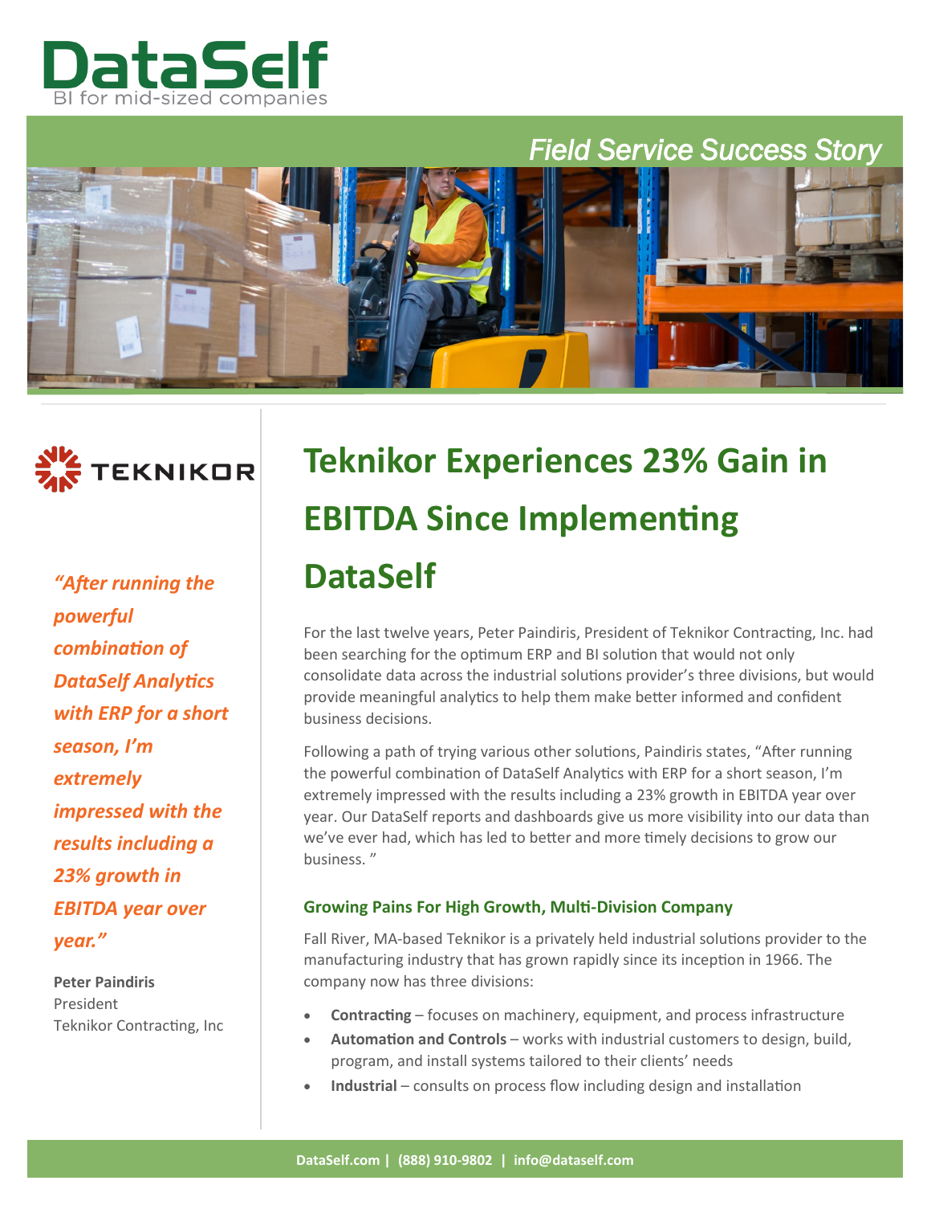# DataSelf

BI for mid-sized companies

*Field Service Success Story*

TEKNIKOR

*"After running the powerful combination of DataSelf Analytics with ERP for a short season, I'm extremely impressed with the results including a 23% growth in EBITDA year over year."*

**Peter Paindiris**
President
Teknikor Contracting, Inc

# Teknikor Experiences 23% Gain in EBITDA Since Implementing DataSelf

For the last twelve years, Peter Paindiris, President of Teknikor Contracting, Inc. had been searching for the optimum ERP and BI solution that would not only consolidate data across the industrial solutions provider's three divisions, but would provide meaningful analytics to help them make better informed and confident business decisions.

Following a path of trying various other solutions, Paindiris states, "After running the powerful combination of DataSelf Analytics with ERP for a short season, I'm extremely impressed with the results including a 23% growth in EBITDA year over year. Our DataSelf reports and dashboards give us more visibility into our data than we've ever had, which has led to better and more timely decisions to grow our business. "

## Growing Pains For High Growth, Multi-Division Company

Fall River, MA-based Teknikor is a privately held industrial solutions provider to the manufacturing industry that has grown rapidly since its inception in 1966. The company now has three divisions:

- **Contracting** – focuses on machinery, equipment, and process infrastructure
- **Automation and Controls** – works with industrial customers to design, build, program, and install systems tailored to their clients' needs
- **Industrial** – consults on process flow including design and installation

DataSelf.com | (888) 910-9802 | info@dataself.com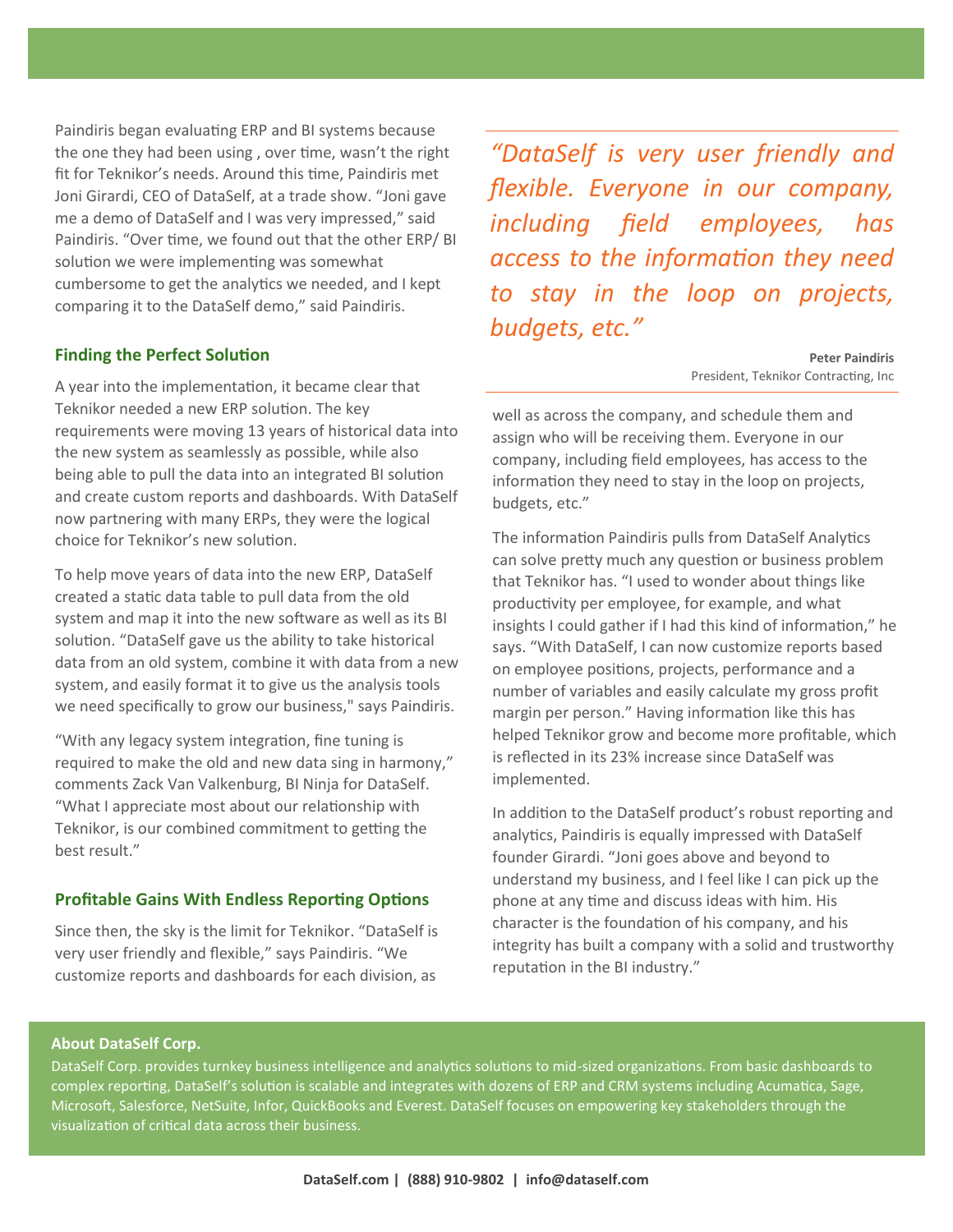Paindiris began evaluating ERP and BI systems because the one they had been using , over time, wasn't the right fit for Teknikor's needs. Around this time, Paindiris met Joni Girardi, CEO of DataSelf, at a trade show. "Joni gave me a demo of DataSelf and I was very impressed," said Paindiris. "Over time, we found out that the other ERP/ BI solution we were implementing was somewhat cumbersome to get the analytics we needed, and I kept comparing it to the DataSelf demo," said Paindiris.

### Finding the Perfect Solution

A year into the implementation, it became clear that Teknikor needed a new ERP solution. The key requirements were moving 13 years of historical data into the new system as seamlessly as possible, while also being able to pull the data into an integrated BI solution and create custom reports and dashboards. With DataSelf now partnering with many ERPs, they were the logical choice for Teknikor's new solution.

To help move years of data into the new ERP, DataSelf created a static data table to pull data from the old system and map it into the new software as well as its BI solution. "DataSelf gave us the ability to take historical data from an old system, combine it with data from a new system, and easily format it to give us the analysis tools we need specifically to grow our business," says Paindiris.

"With any legacy system integration, fine tuning is required to make the old and new data sing in harmony," comments Zack Van Valkenburg, BI Ninja for DataSelf. "What I appreciate most about our relationship with Teknikor, is our combined commitment to getting the best result."

### Profitable Gains With Endless Reporting Options

Since then, the sky is the limit for Teknikor. "DataSelf is very user friendly and flexible," says Paindiris. "We customize reports and dashboards for each division, as well as across the company, and schedule them and assign who will be receiving them. Everyone in our company, including field employees, has access to the information they need to stay in the loop on projects, budgets, etc."

> *"DataSelf is very user friendly and flexible. Everyone in our company, including field employees, has access to the information they need to stay in the loop on projects, budgets, etc."*
>
> **Peter Paindiris**
> President, Teknikor Contracting, Inc

The information Paindiris pulls from DataSelf Analytics can solve pretty much any question or business problem that Teknikor has. "I used to wonder about things like productivity per employee, for example, and what insights I could gather if I had this kind of information," he says. "With DataSelf, I can now customize reports based on employee positions, projects, performance and a number of variables and easily calculate my gross profit margin per person." Having information like this has helped Teknikor grow and become more profitable, which is reflected in its 23% increase since DataSelf was implemented.

In addition to the DataSelf product's robust reporting and analytics, Paindiris is equally impressed with DataSelf founder Girardi. "Joni goes above and beyond to understand my business, and I feel like I can pick up the phone at any time and discuss ideas with him. His character is the foundation of his company, and his integrity has built a company with a solid and trustworthy reputation in the BI industry."

**About DataSelf Corp.**

DataSelf Corp. provides turnkey business intelligence and analytics solutions to mid-sized organizations. From basic dashboards to complex reporting, DataSelf's solution is scalable and integrates with dozens of ERP and CRM systems including Acumatica, Sage, Microsoft, Salesforce, NetSuite, Infor, QuickBooks and Everest. DataSelf focuses on empowering key stakeholders through the visualization of critical data across their business.

**DataSelf.com | (888) 910-9802 | info@dataself.com**